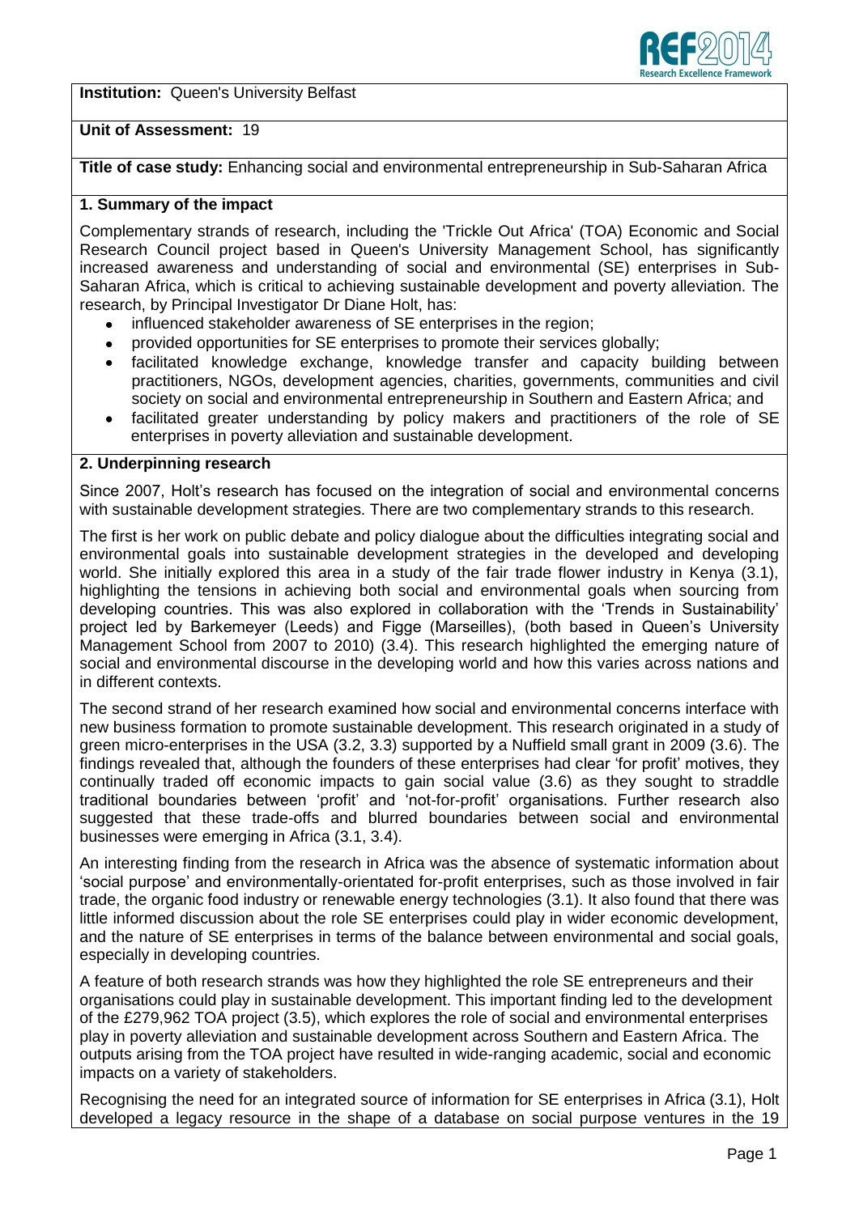**Institution:** Queen's University Belfast

**Unit of Assessment:** 19

**Title of case study:** Enhancing social and environmental entrepreneurship in Sub-Saharan Africa

## 1. Summary of the impact

Complementary strands of research, including the 'Trickle Out Africa' (TOA) Economic and Social Research Council project based in Queen's University Management School, has significantly increased awareness and understanding of social and environmental (SE) enterprises in Sub-Saharan Africa, which is critical to achieving sustainable development and poverty alleviation. The research, by Principal Investigator Dr Diane Holt, has:

- influenced stakeholder awareness of SE enterprises in the region;
- provided opportunities for SE enterprises to promote their services globally;
- facilitated knowledge exchange, knowledge transfer and capacity building between practitioners, NGOs, development agencies, charities, governments, communities and civil society on social and environmental entrepreneurship in Southern and Eastern Africa; and
- facilitated greater understanding by policy makers and practitioners of the role of SE enterprises in poverty alleviation and sustainable development.

## 2. Underpinning research

Since 2007, Holt's research has focused on the integration of social and environmental concerns with sustainable development strategies. There are two complementary strands to this research.

The first is her work on public debate and policy dialogue about the difficulties integrating social and environmental goals into sustainable development strategies in the developed and developing world. She initially explored this area in a study of the fair trade flower industry in Kenya (3.1), highlighting the tensions in achieving both social and environmental goals when sourcing from developing countries. This was also explored in collaboration with the 'Trends in Sustainability' project led by Barkemeyer (Leeds) and Figge (Marseilles), (both based in Queen's University Management School from 2007 to 2010) (3.4). This research highlighted the emerging nature of social and environmental discourse in the developing world and how this varies across nations and in different contexts.

The second strand of her research examined how social and environmental concerns interface with new business formation to promote sustainable development. This research originated in a study of green micro-enterprises in the USA (3.2, 3.3) supported by a Nuffield small grant in 2009 (3.6). The findings revealed that, although the founders of these enterprises had clear 'for profit' motives, they continually traded off economic impacts to gain social value (3.6) as they sought to straddle traditional boundaries between 'profit' and 'not-for-profit' organisations. Further research also suggested that these trade-offs and blurred boundaries between social and environmental businesses were emerging in Africa (3.1, 3.4).

An interesting finding from the research in Africa was the absence of systematic information about 'social purpose' and environmentally-orientated for-profit enterprises, such as those involved in fair trade, the organic food industry or renewable energy technologies (3.1). It also found that there was little informed discussion about the role SE enterprises could play in wider economic development, and the nature of SE enterprises in terms of the balance between environmental and social goals, especially in developing countries.

A feature of both research strands was how they highlighted the role SE entrepreneurs and their organisations could play in sustainable development. This important finding led to the development of the £279,962 TOA project (3.5), which explores the role of social and environmental enterprises play in poverty alleviation and sustainable development across Southern and Eastern Africa. The outputs arising from the TOA project have resulted in wide-ranging academic, social and economic impacts on a variety of stakeholders.

Recognising the need for an integrated source of information for SE enterprises in Africa (3.1), Holt developed a legacy resource in the shape of a database on social purpose ventures in the 19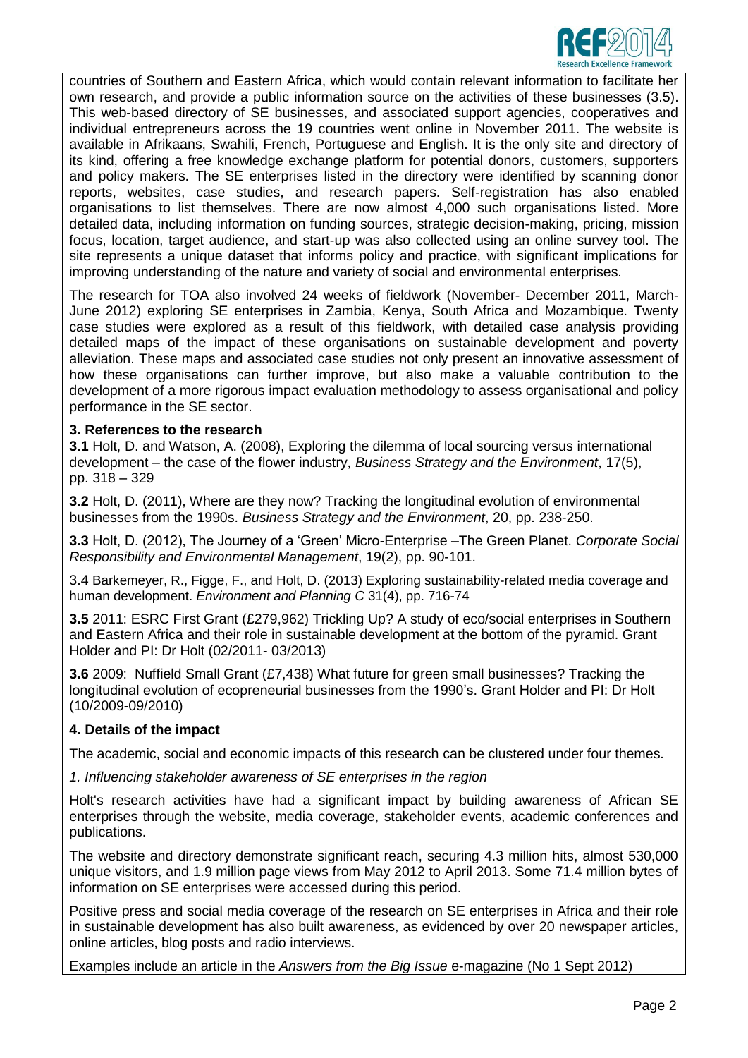countries of Southern and Eastern Africa, which would contain relevant information to facilitate her own research, and provide a public information source on the activities of these businesses (3.5). This web-based directory of SE businesses, and associated support agencies, cooperatives and individual entrepreneurs across the 19 countries went online in November 2011. The website is available in Afrikaans, Swahili, French, Portuguese and English. It is the only site and directory of its kind, offering a free knowledge exchange platform for potential donors, customers, supporters and policy makers. The SE enterprises listed in the directory were identified by scanning donor reports, websites, case studies, and research papers. Self-registration has also enabled organisations to list themselves. There are now almost 4,000 such organisations listed. More detailed data, including information on funding sources, strategic decision-making, pricing, mission focus, location, target audience, and start-up was also collected using an online survey tool. The site represents a unique dataset that informs policy and practice, with significant implications for improving understanding of the nature and variety of social and environmental enterprises.

The research for TOA also involved 24 weeks of fieldwork (November- December 2011, March-June 2012) exploring SE enterprises in Zambia, Kenya, South Africa and Mozambique. Twenty case studies were explored as a result of this fieldwork, with detailed case analysis providing detailed maps of the impact of these organisations on sustainable development and poverty alleviation. These maps and associated case studies not only present an innovative assessment of how these organisations can further improve, but also make a valuable contribution to the development of a more rigorous impact evaluation methodology to assess organisational and policy performance in the SE sector.

## 3. References to the research

**3.1** Holt, D. and Watson, A. (2008), Exploring the dilemma of local sourcing versus international development – the case of the flower industry, *Business Strategy and the Environment*, 17(5), pp. 318 – 329

**3.2** Holt, D. (2011), Where are they now? Tracking the longitudinal evolution of environmental businesses from the 1990s. *Business Strategy and the Environment*, 20, pp. 238-250.

**3.3** Holt, D. (2012), The Journey of a 'Green' Micro-Enterprise –The Green Planet. *Corporate Social Responsibility and Environmental Management*, 19(2), pp. 90-101.

3.4 Barkemeyer, R., Figge, F., and Holt, D. (2013) Exploring sustainability-related media coverage and human development. *Environment and Planning C* 31(4), pp. 716-74

**3.5** 2011: ESRC First Grant (£279,962) Trickling Up? A study of eco/social enterprises in Southern and Eastern Africa and their role in sustainable development at the bottom of the pyramid. Grant Holder and PI: Dr Holt (02/2011- 03/2013)

**3.6** 2009: Nuffield Small Grant (£7,438) What future for green small businesses? Tracking the longitudinal evolution of ecopreneurial businesses from the 1990's. Grant Holder and PI: Dr Holt (10/2009-09/2010)

## 4. Details of the impact

The academic, social and economic impacts of this research can be clustered under four themes.

*1. Influencing stakeholder awareness of SE enterprises in the region*

Holt's research activities have had a significant impact by building awareness of African SE enterprises through the website, media coverage, stakeholder events, academic conferences and publications.

The website and directory demonstrate significant reach, securing 4.3 million hits, almost 530,000 unique visitors, and 1.9 million page views from May 2012 to April 2013. Some 71.4 million bytes of information on SE enterprises were accessed during this period.

Positive press and social media coverage of the research on SE enterprises in Africa and their role in sustainable development has also built awareness, as evidenced by over 20 newspaper articles, online articles, blog posts and radio interviews.

Examples include an article in the *Answers from the Big Issue* e-magazine (No 1 Sept 2012)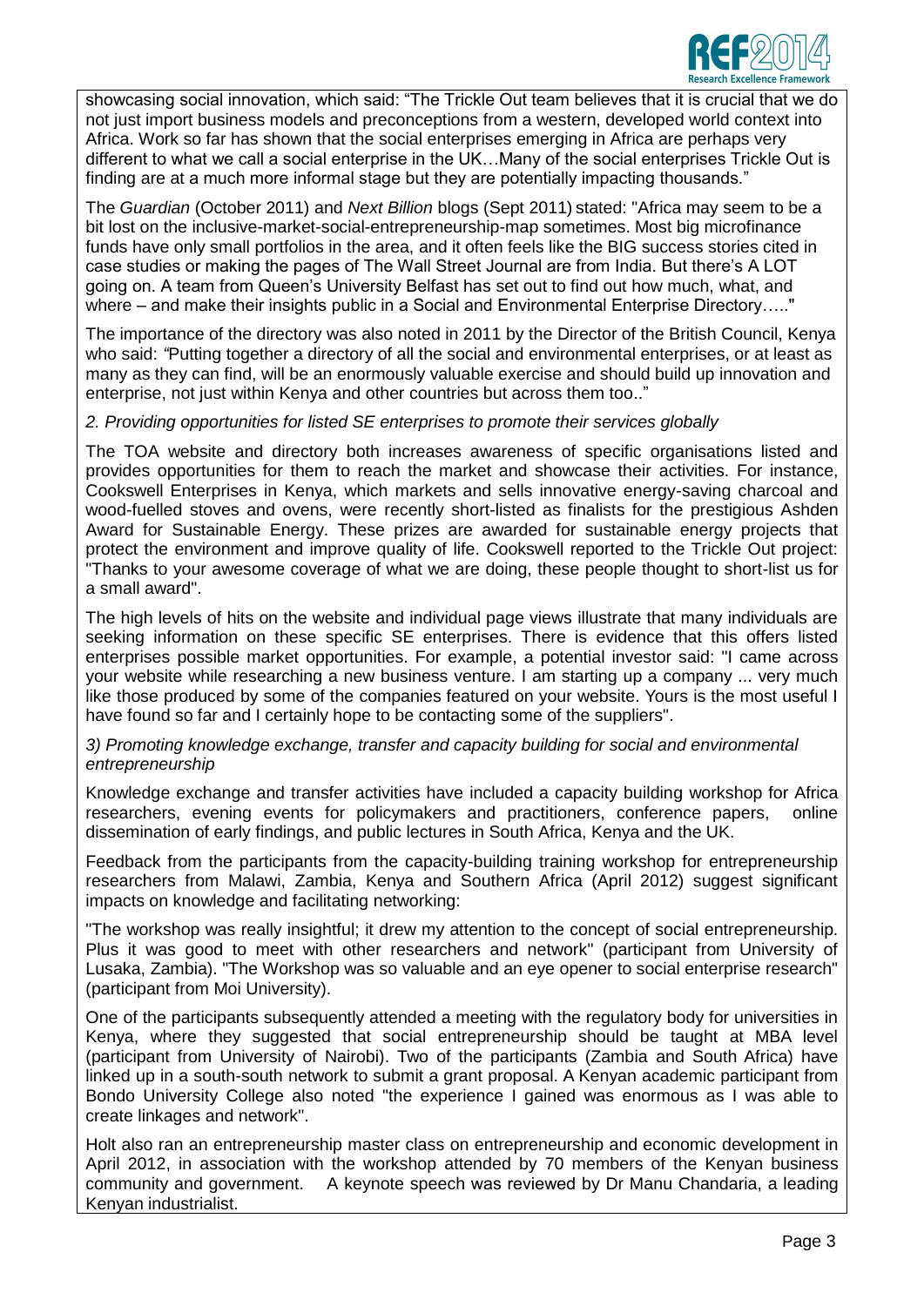showcasing social innovation, which said: “The Trickle Out team believes that it is crucial that we do not just import business models and preconceptions from a western, developed world context into Africa. Work so far has shown that the social enterprises emerging in Africa are perhaps very different to what we call a social enterprise in the UK…Many of the social enterprises Trickle Out is finding are at a much more informal stage but they are potentially impacting thousands.”

The *Guardian* (October 2011) and *Next Billion* blogs (Sept 2011) stated: "Africa may seem to be a bit lost on the inclusive-market-social-entrepreneurship-map sometimes. Most big microfinance funds have only small portfolios in the area, and it often feels like the BIG success stories cited in case studies or making the pages of The Wall Street Journal are from India. But there’s A LOT going on. A team from Queen’s University Belfast has set out to find out how much, what, and where – and make their insights public in a Social and Environmental Enterprise Directory….."

The importance of the directory was also noted in 2011 by the Director of the British Council, Kenya who said: *“*Putting together a directory of all the social and environmental enterprises, or at least as many as they can find, will be an enormously valuable exercise and should build up innovation and enterprise, not just within Kenya and other countries but across them too..”

*2. Providing opportunities for listed SE enterprises to promote their services globally*

The TOA website and directory both increases awareness of specific organisations listed and provides opportunities for them to reach the market and showcase their activities. For instance, Cookswell Enterprises in Kenya, which markets and sells innovative energy-saving charcoal and wood-fuelled stoves and ovens, were recently short-listed as finalists for the prestigious Ashden Award for Sustainable Energy. These prizes are awarded for sustainable energy projects that protect the environment and improve quality of life. Cookswell reported to the Trickle Out project: "Thanks to your awesome coverage of what we are doing, these people thought to short-list us for a small award".

The high levels of hits on the website and individual page views illustrate that many individuals are seeking information on these specific SE enterprises. There is evidence that this offers listed enterprises possible market opportunities. For example, a potential investor said: "I came across your website while researching a new business venture. I am starting up a company ... very much like those produced by some of the companies featured on your website. Yours is the most useful I have found so far and I certainly hope to be contacting some of the suppliers".

*3) Promoting knowledge exchange, transfer and capacity building for social and environmental entrepreneurship*

Knowledge exchange and transfer activities have included a capacity building workshop for Africa researchers, evening events for policymakers and practitioners, conference papers, online dissemination of early findings, and public lectures in South Africa, Kenya and the UK.

Feedback from the participants from the capacity-building training workshop for entrepreneurship researchers from Malawi, Zambia, Kenya and Southern Africa (April 2012) suggest significant impacts on knowledge and facilitating networking:

"The workshop was really insightful; it drew my attention to the concept of social entrepreneurship. Plus it was good to meet with other researchers and network" (participant from University of Lusaka, Zambia). "The Workshop was so valuable and an eye opener to social enterprise research" (participant from Moi University).

One of the participants subsequently attended a meeting with the regulatory body for universities in Kenya, where they suggested that social entrepreneurship should be taught at MBA level (participant from University of Nairobi). Two of the participants (Zambia and South Africa) have linked up in a south-south network to submit a grant proposal. A Kenyan academic participant from Bondo University College also noted "the experience I gained was enormous as I was able to create linkages and network".

Holt also ran an entrepreneurship master class on entrepreneurship and economic development in April 2012, in association with the workshop attended by 70 members of the Kenyan business community and government. A keynote speech was reviewed by Dr Manu Chandaria, a leading Kenyan industrialist.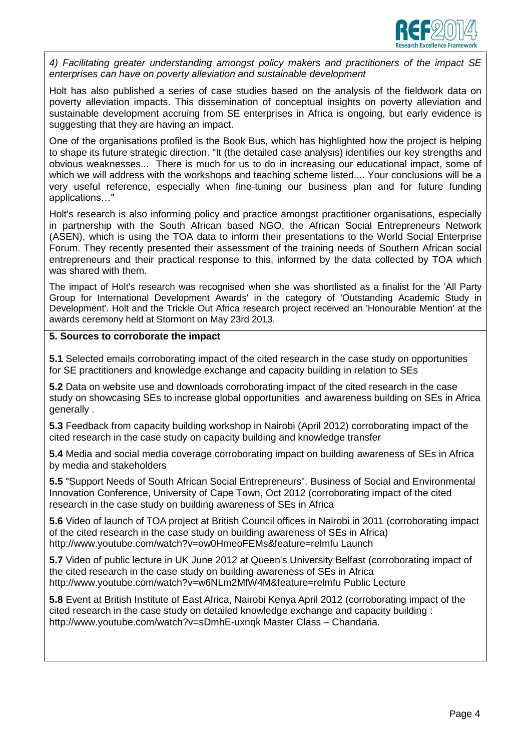*4) Facilitating greater understanding amongst policy makers and practitioners of the impact SE enterprises can have on poverty alleviation and sustainable development*

Holt has also published a series of case studies based on the analysis of the fieldwork data on poverty alleviation impacts. This dissemination of conceptual insights on poverty alleviation and sustainable development accruing from SE enterprises in Africa is ongoing, but early evidence is suggesting that they are having an impact.

One of the organisations profiled is the Book Bus, which has highlighted how the project is helping to shape its future strategic direction. "It (the detailed case analysis) identifies our key strengths and obvious weaknesses... There is much for us to do in increasing our educational impact, some of which we will address with the workshops and teaching scheme listed.... Your conclusions will be a very useful reference, especially when fine-tuning our business plan and for future funding applications…"

Holt's research is also informing policy and practice amongst practitioner organisations, especially in partnership with the South African based NGO, the African Social Entrepreneurs Network (ASEN), which is using the TOA data to inform their presentations to the World Social Enterprise Forum. They recently presented their assessment of the training needs of Southern African social entrepreneurs and their practical response to this, informed by the data collected by TOA which was shared with them.

The impact of Holt's research was recognised when she was shortlisted as a finalist for the 'All Party Group for International Development Awards' in the category of 'Outstanding Academic Study in Development'. Holt and the Trickle Out Africa research project received an 'Honourable Mention' at the awards ceremony held at Stormont on May 23rd 2013.

## 5. Sources to corroborate the impact

**5.1** Selected emails corroborating impact of the cited research in the case study on opportunities for SE practitioners and knowledge exchange and capacity building in relation to SEs

**5.2** Data on website use and downloads corroborating impact of the cited research in the case study on showcasing SEs to increase global opportunities and awareness building on SEs in Africa generally .

**5.3** Feedback from capacity building workshop in Nairobi (April 2012) corroborating impact of the cited research in the case study on capacity building and knowledge transfer

**5.4** Media and social media coverage corroborating impact on building awareness of SEs in Africa by media and stakeholders

**5.5** "Support Needs of South African Social Entrepreneurs". Business of Social and Environmental Innovation Conference, University of Cape Town, Oct 2012 (corroborating impact of the cited research in the case study on building awareness of SEs in Africa

**5.6** Video of launch of TOA project at British Council offices in Nairobi in 2011 (corroborating impact of the cited research in the case study on building awareness of SEs in Africa) http://www.youtube.com/watch?v=ow0HmeoFEMs&feature=relmfu Launch

**5.7** Video of public lecture in UK June 2012 at Queen's University Belfast (corroborating impact of the cited research in the case study on building awareness of SEs in Africa http://www.youtube.com/watch?v=w6NLm2MfW4M&feature=relmfu Public Lecture

**5.8** Event at British Institute of East Africa, Nairobi Kenya April 2012 (corroborating impact of the cited research in the case study on detailed knowledge exchange and capacity building : http://www.youtube.com/watch?v=sDmhE-uxnqk Master Class – Chandaria.